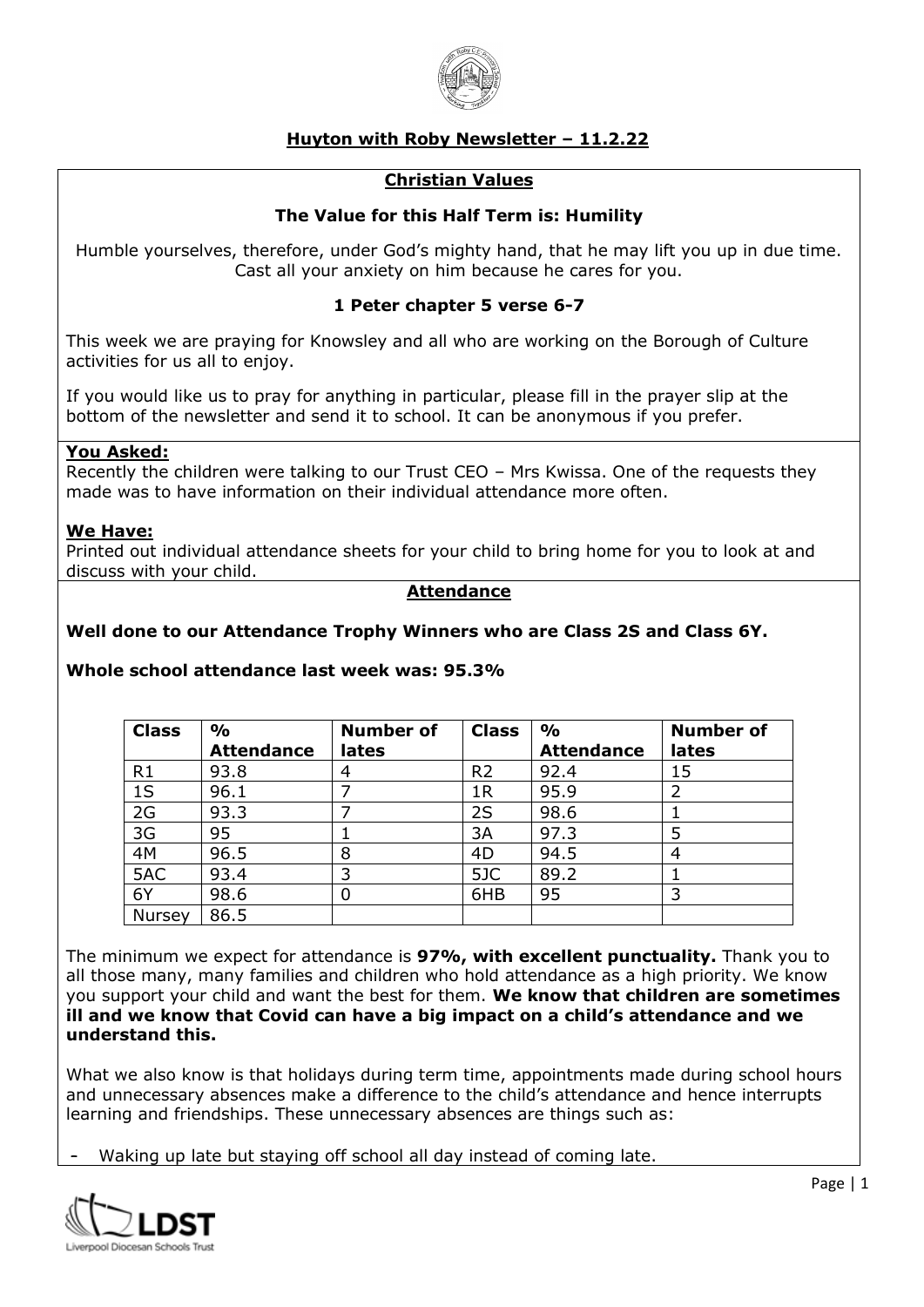# Huyton with Roby Newsletter – 11.2.22

## Christian Values

### The Value for this Half Term is: Humility

Humble yourselves, therefore, under God's mighty hand, that he may lift you up in due time. Cast all your anxiety on him because he cares for you.

**1 Peter chapter 5 verse 6-7**

This week we are praying for Knowsley and all who are working on the Borough of Culture activities for us all to enjoy.

If you would like us to pray for anything in particular, please fill in the prayer slip at the bottom of the newsletter and send it to school. It can be anonymous if you prefer.

**You Asked:**

Recently the children were talking to our Trust CEO – Mrs Kwissa. One of the requests they made was to have information on their individual attendance more often.

**We Have:**

Printed out individual attendance sheets for your child to bring home for you to look at and discuss with your child.

## Attendance

**Well done to our Attendance Trophy Winners who are Class 2S and Class 6Y.**

**Whole school attendance last week was: 95.3%**

| Class | % Attendance | Number of lates | Class | % Attendance | Number of lates |
|---|---|---|---|---|---|
| R1 | 93.8 | 4 | R2 | 92.4 | 15 |
| 1S | 96.1 | 7 | 1R | 95.9 | 2 |
| 2G | 93.3 | 7 | 2S | 98.6 | 1 |
| 3G | 95 | 1 | 3A | 97.3 | 5 |
| 4M | 96.5 | 8 | 4D | 94.5 | 4 |
| 5AC | 93.4 | 3 | 5JC | 89.2 | 1 |
| 6Y | 98.6 | 0 | 6HB | 95 | 3 |
| Nursey | 86.5 | | | | |

The minimum we expect for attendance is **97%, with excellent punctuality.** Thank you to all those many, many families and children who hold attendance as a high priority. We know you support your child and want the best for them. **We know that children are sometimes ill and we know that Covid can have a big impact on a child's attendance and we understand this.**

What we also know is that holidays during term time, appointments made during school hours and unnecessary absences make a difference to the child's attendance and hence interrupts learning and friendships. These unnecessary absences are things such as:

- Waking up late but staying off school all day instead of coming late.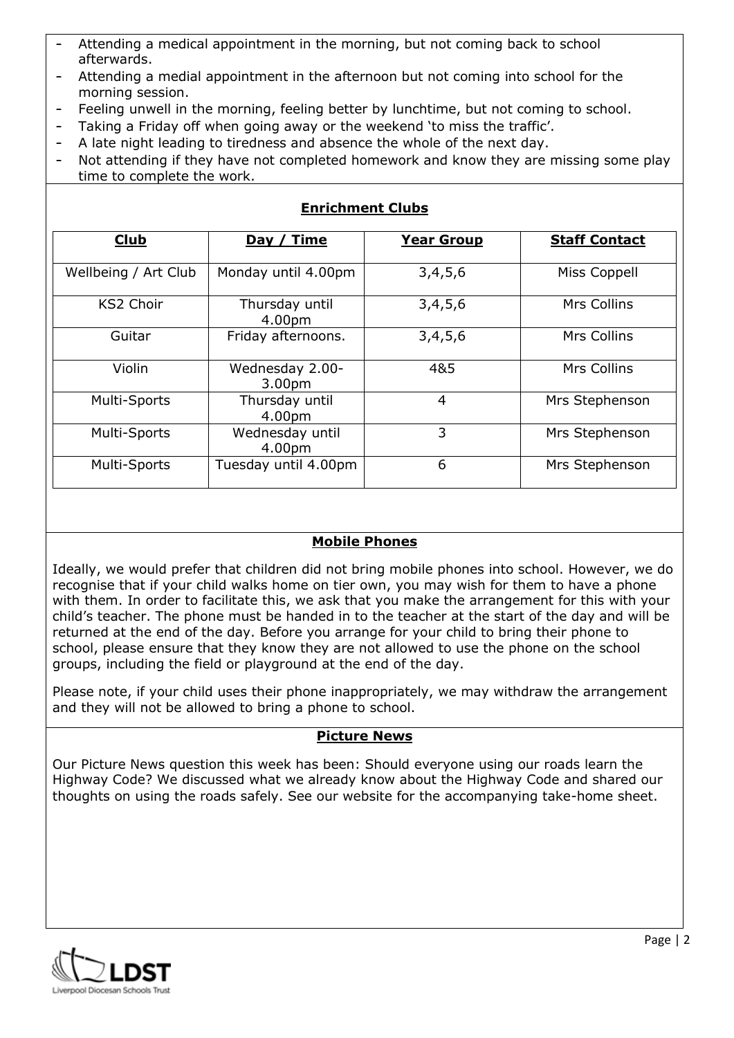- Attending a medical appointment in the morning, but not coming back to school afterwards.
- Attending a medial appointment in the afternoon but not coming into school for the morning session.
- Feeling unwell in the morning, feeling better by lunchtime, but not coming to school.
- Taking a Friday off when going away or the weekend 'to miss the traffic'.
- A late night leading to tiredness and absence the whole of the next day.
- Not attending if they have not completed homework and know they are missing some play time to complete the work.

## Enrichment Clubs

| Club | Day / Time | Year Group | Staff Contact |
|---|---|---|---|
| Wellbeing / Art Club | Monday until 4.00pm | 3,4,5,6 | Miss Coppell |
| KS2 Choir | Thursday until 4.00pm | 3,4,5,6 | Mrs Collins |
| Guitar | Friday afternoons. | 3,4,5,6 | Mrs Collins |
| Violin | Wednesday 2.00-3.00pm | 4&5 | Mrs Collins |
| Multi-Sports | Thursday until 4.00pm | 4 | Mrs Stephenson |
| Multi-Sports | Wednesday until 4.00pm | 3 | Mrs Stephenson |
| Multi-Sports | Tuesday until 4.00pm | 6 | Mrs Stephenson |

## Mobile Phones

Ideally, we would prefer that children did not bring mobile phones into school. However, we do recognise that if your child walks home on tier own, you may wish for them to have a phone with them. In order to facilitate this, we ask that you make the arrangement for this with your child's teacher. The phone must be handed in to the teacher at the start of the day and will be returned at the end of the day. Before you arrange for your child to bring their phone to school, please ensure that they know they are not allowed to use the phone on the school groups, including the field or playground at the end of the day.

Please note, if your child uses their phone inappropriately, we may withdraw the arrangement and they will not be allowed to bring a phone to school.

## Picture News

Our Picture News question this week has been: Should everyone using our roads learn the Highway Code? We discussed what we already know about the Highway Code and shared our thoughts on using the roads safely. See our website for the accompanying take-home sheet.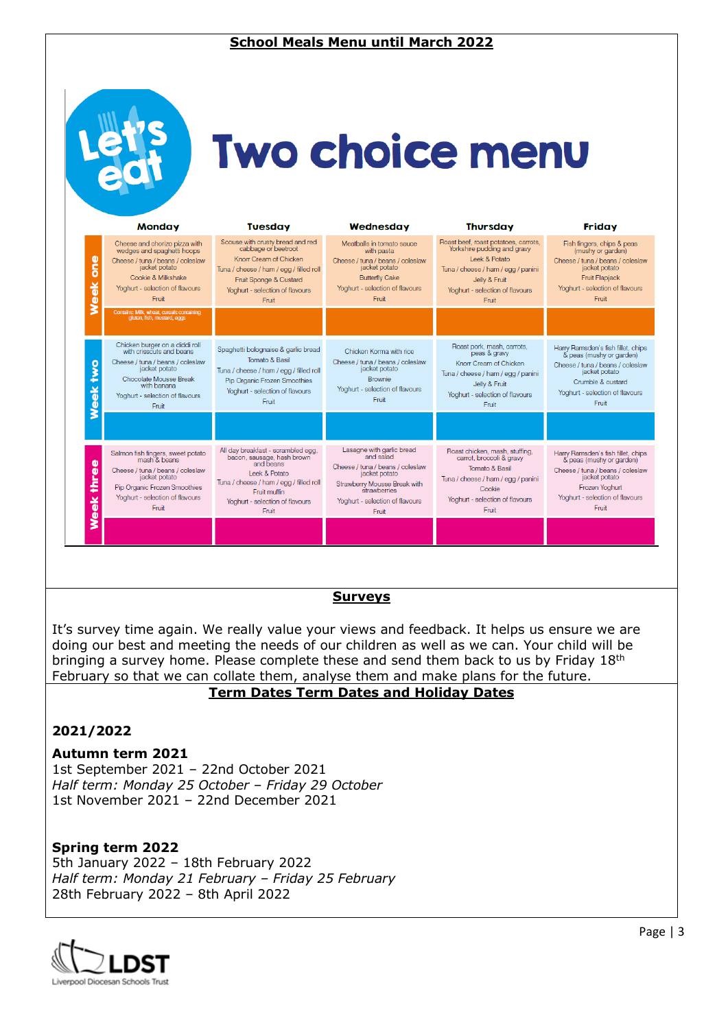## School Meals Menu until March 2022

# Two choice menu

Let's eat

| | Monday | Tuesday | Wednesday | Thursday | Friday |
|---|---|---|---|---|---|
| Week one | Cheese and chorizo pizza with wedges and spaghetti hoops<br>Cheese / tuna / beans / coleslaw jacket potato<br>Cookie & Milkshake<br>Yoghurt - selection of flavours<br>Fruit<br>Contains: Milk, wheat, cereals containing gluten, fish, mustard, eggs | Scouse with crusty bread and red cabbage or beetroot<br>Knorr Cream of Chicken<br>Tuna / cheese / ham / egg / filled roll<br>Fruit Sponge & Custard<br>Yoghurt - selection of flavours<br>Fruit | Meatballs in tomato sauce with pasta<br>Cheese / tuna / beans / coleslaw jacket potato<br>Butterfly Cake<br>Yoghurt - selection of flavours<br>Fruit | Roast beef, roast potatoes, carrots, Yorkshire pudding and gravy<br>Leek & Potato<br>Tuna / cheese / ham / egg / panini<br>Jelly & Fruit<br>Yoghurt - selection of flavours<br>Fruit | Fish fingers, chips & peas (mushy or garden)<br>Cheese / tuna / beans / coleslaw jacket potato<br>Fruit Flapjack<br>Yoghurt - selection of flavours<br>Fruit |
| Week two | Chicken burger on a diddi roll with crissouts and beans<br>Cheese / tuna / beans / coleslaw jacket potato<br>Chocolate Mousse Break with banana<br>Yoghurt - selection of flavours<br>Fruit | Spaghetti bolognaise & garlic bread<br>Tomato & Basil<br>Tuna / cheese / ham / egg / filled roll<br>Pip Organic Frozen Smoothies<br>Yoghurt - selection of flavours<br>Fruit | Chicken Korma with rice<br>Cheese / tuna / beans / coleslaw jacket potato<br>Brownie<br>Yoghurt - selection of flavours<br>Fruit | Roast pork, mash, carrots, peas & gravy<br>Knorr Cream of Chicken<br>Tuna / cheese / ham / egg / panini<br>Jelly & Fruit<br>Yoghurt - selection of flavours<br>Fruit | Harry Ramsden's fish fillet, chips & peas (mushy or garden)<br>Cheese / tuna / beans / coleslaw jacket potato<br>Crumble & custard<br>Yoghurt - selection of flavours<br>Fruit |
| Week three | Salmon fish fingers, sweet potato mash & beans<br>Cheese / tuna / beans / coleslaw jacket potato<br>Pip Organic Frozen Smoothies<br>Yoghurt - selection of flavours<br>Fruit | All day breakfast - scrambled egg, bacon, sausage, hash brown and beans<br>Leek & Potato<br>Tuna / cheese / ham / egg / filled roll<br>Fruit muffin<br>Yoghurt - selection of flavours<br>Fruit | Lasagne with garlic bread and salad<br>Cheese / tuna / beans / coleslaw jacket potato<br>Strawberry Mousse Break with strawberries<br>Yoghurt - selection of flavours<br>Fruit | Roast chicken, mash, stuffing, carrot, broccoli & gravy<br>Tomato & Basil<br>Tuna / cheese / ham / egg / panini<br>Cookie<br>Yoghurt - selection of flavours<br>Fruit | Harry Ramsden's fish fillet, chips & peas (mushy or garden)<br>Cheese / tuna / beans / coleslaw jacket potato<br>Frozen Yoghurt<br>Yoghurt - selection of flavours<br>Fruit |

## Surveys

It's survey time again. We really value your views and feedback. It helps us ensure we are doing our best and meeting the needs of our children as well as we can. Your child will be bringing a survey home. Please complete these and send them back to us by Friday 18th February so that we can collate them, analyse them and make plans for the future.

## Term Dates Term Dates and Holiday Dates

**2021/2022**

**Autumn term 2021**
1st September 2021 – 22nd October 2021
*Half term: Monday 25 October – Friday 29 October*
1st November 2021 – 22nd December 2021

**Spring term 2022**
5th January 2022 – 18th February 2022
*Half term: Monday 21 February – Friday 25 February*
28th February 2022 – 8th April 2022

LDST
Liverpool Diocesan Schools Trust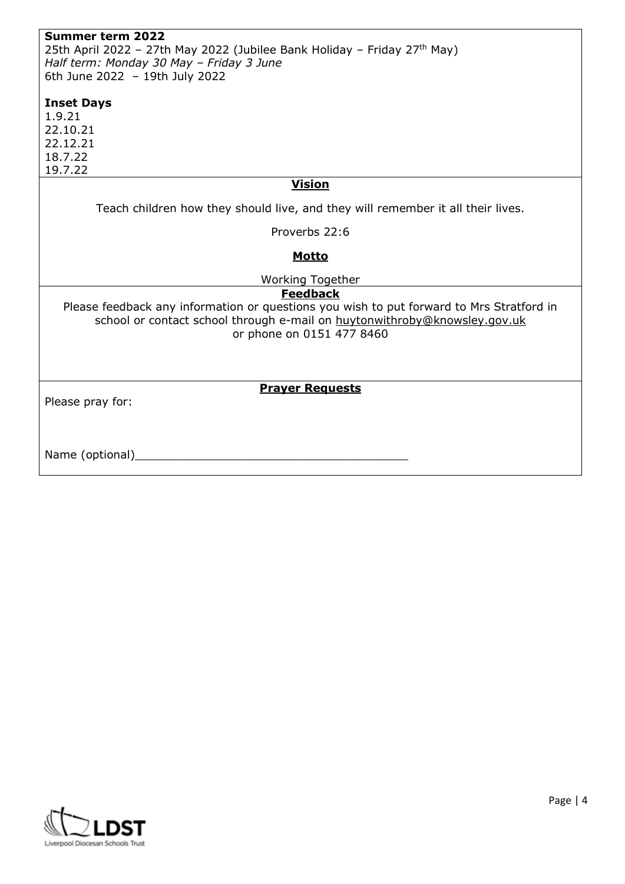**Summer term 2022**
25th April 2022 – 27th May 2022 (Jubilee Bank Holiday – Friday 27th May)
*Half term: Monday 30 May – Friday 3 June*
6th June 2022 – 19th July 2022

**Inset Days**
1.9.21
22.10.21
22.12.21
18.7.22
19.7.22

## Vision

Teach children how they should live, and they will remember it all their lives.

Proverbs 22:6

## Motto

Working Together

## Feedback

Please feedback any information or questions you wish to put forward to Mrs Stratford in school or contact school through e-mail on huytonwithroby@knowsley.gov.uk or phone on 0151 477 8460

## Prayer Requests

Please pray for:

Name (optional)________________________________________

LDST
Liverpool Diocesan Schools Trust